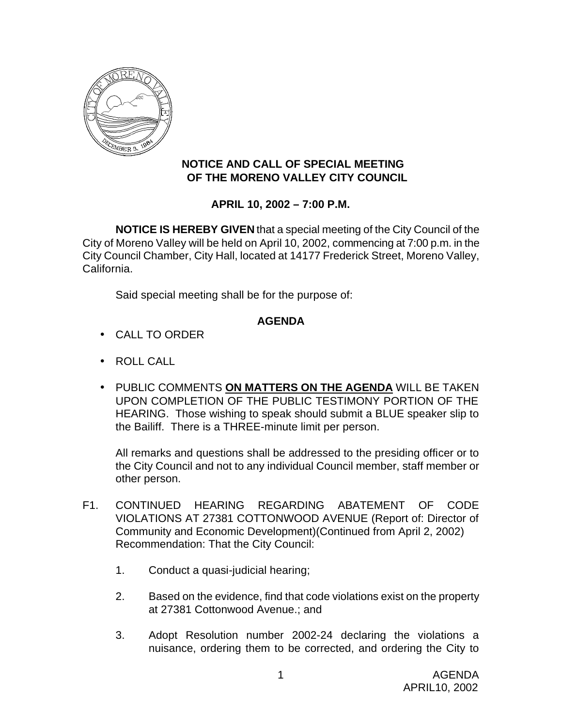**NOTICE AND CALL OF SPECIAL MEETING OF THE MORENO VALLEY CITY COUNCIL**

**APRIL 10, 2002 – 7:00 P.M.**

**NOTICE IS HEREBY GIVEN** that a special meeting of the City Council of the City of Moreno Valley will be held on April 10, 2002, commencing at 7:00 p.m. in the City Council Chamber, City Hall, located at 14177 Frederick Street, Moreno Valley, California.

Said special meeting shall be for the purpose of:

**AGENDA**

- CALL TO ORDER
- ROLL CALL
- PUBLIC COMMENTS **ON MATTERS ON THE AGENDA** WILL BE TAKEN UPON COMPLETION OF THE PUBLIC TESTIMONY PORTION OF THE HEARING. Those wishing to speak should submit a BLUE speaker slip to the Bailiff. There is a THREE-minute limit per person.

  All remarks and questions shall be addressed to the presiding officer or to the City Council and not to any individual Council member, staff member or other person.

F1. CONTINUED HEARING REGARDING ABATEMENT OF CODE VIOLATIONS AT 27381 COTTONWOOD AVENUE (Report of: Director of Community and Economic Development)(Continued from April 2, 2002)
Recommendation: That the City Council:

1. Conduct a quasi-judicial hearing;
2. Based on the evidence, find that code violations exist on the property at 27381 Cottonwood Avenue.; and
3. Adopt Resolution number 2002-24 declaring the violations a nuisance, ordering them to be corrected, and ordering the City to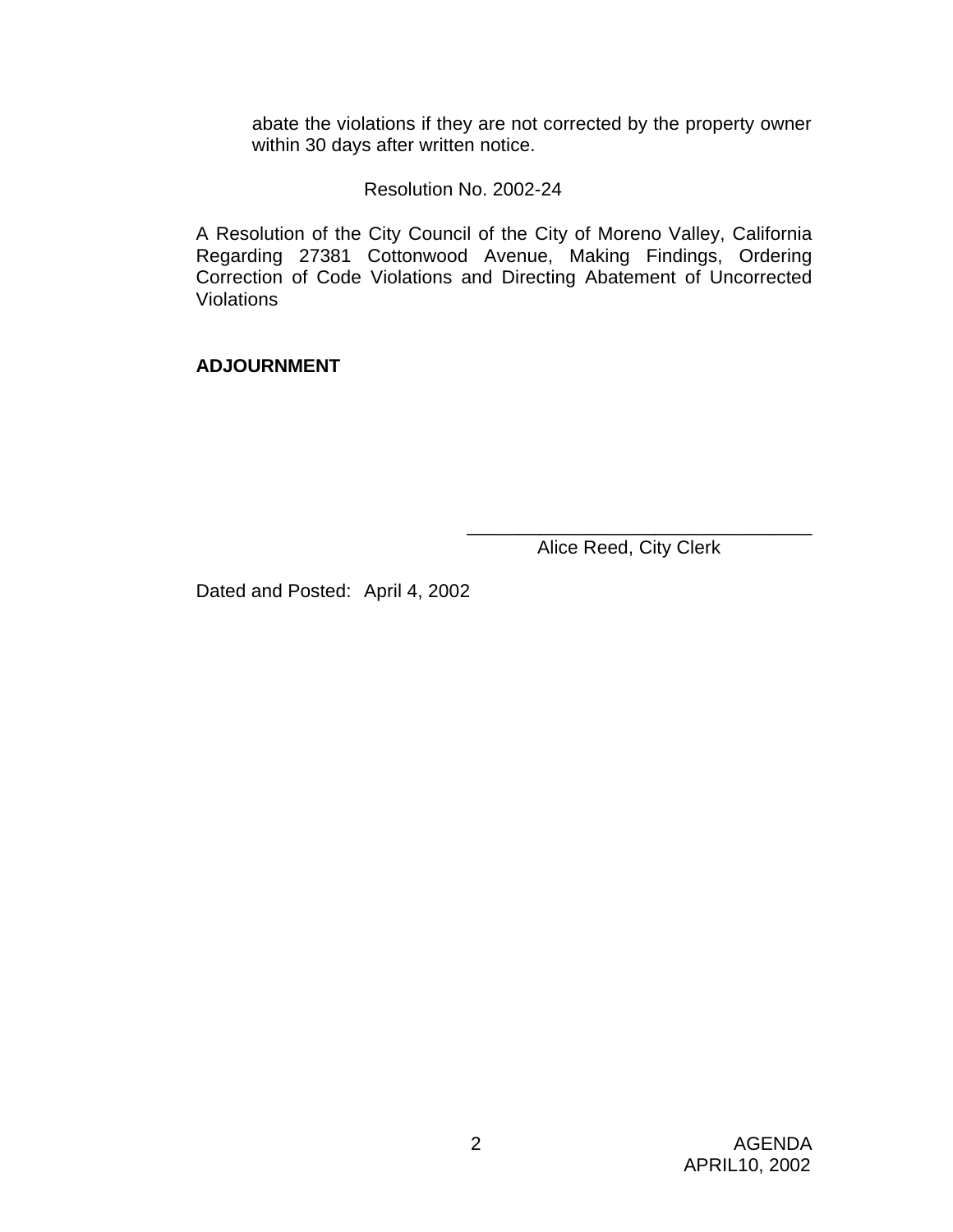abate the violations if they are not corrected by the property owner within 30 days after written notice.

Resolution No. 2002-24

A Resolution of the City Council of the City of Moreno Valley, California Regarding 27381 Cottonwood Avenue, Making Findings, Ordering Correction of Code Violations and Directing Abatement of Uncorrected Violations

**ADJOURNMENT**

\_\_\_\_\_\_\_\_\_\_\_\_\_\_\_\_\_\_\_\_\_\_\_\_\_\_\_\_\_\_\_\_\_\_

Alice Reed, City Clerk

Dated and Posted: April 4, 2002